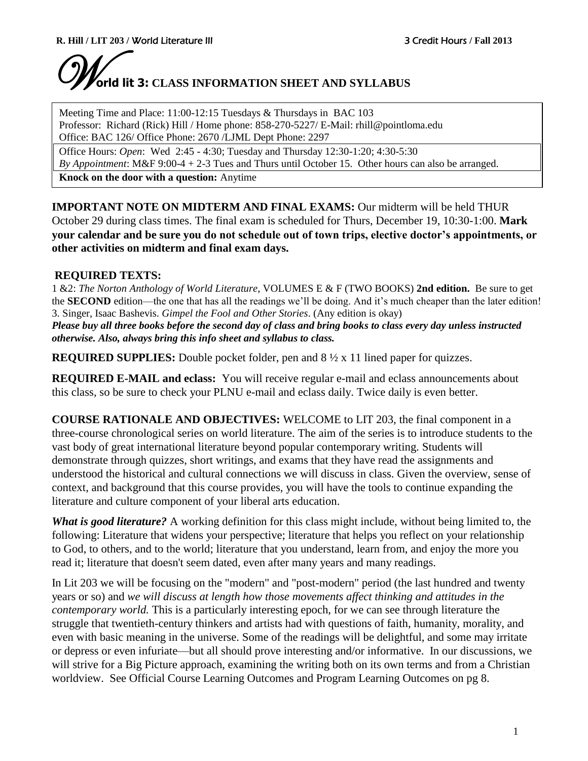**R. Hill / LIT 203 / World Literature III** **3 Credit Hours / Fall 2013**

# World lit 3: CLASS INFORMATION SHEET AND SYLLABUS

Meeting Time and Place: 11:00-12:15 Tuesdays & Thursdays in BAC 103
Professor: Richard (Rick) Hill / Home phone: 858-270-5227/ E-Mail: rhill@pointloma.edu
Office: BAC 126/ Office Phone: 2670 /LJML Dept Phone: 2297

Office Hours: *Open*: Wed 2:45 - 4:30; Tuesday and Thursday 12:30-1:20; 4:30-5:30
*By Appointment*: M&F 9:00-4 + 2-3 Tues and Thurs until October 15. Other hours can also be arranged.

**Knock on the door with a question:** Anytime

**IMPORTANT NOTE ON MIDTERM AND FINAL EXAMS:** Our midterm will be held THUR October 29 during class times. The final exam is scheduled for Thurs, December 19, 10:30-1:00. **Mark your calendar and be sure you do not schedule out of town trips, elective doctor's appointments, or other activities on midterm and final exam days.**

**REQUIRED TEXTS:**

1 &2: *The Norton Anthology of World Literature,* VOLUMES E & F (TWO BOOKS) **2nd edition.** Be sure to get the **SECOND** edition—the one that has all the readings we'll be doing. And it's much cheaper than the later edition!
3. Singer, Isaac Bashevis. *Gimpel the Fool and Other Stories*. (Any edition is okay)

***Please buy all three books before the second day of class and bring books to class every day unless instructed otherwise. Also, always bring this info sheet and syllabus to class.***

**REQUIRED SUPPLIES:** Double pocket folder, pen and 8 ½ x 11 lined paper for quizzes.

**REQUIRED E-MAIL and eclass:** You will receive regular e-mail and eclass announcements about this class, so be sure to check your PLNU e-mail and eclass daily. Twice daily is even better.

**COURSE RATIONALE AND OBJECTIVES:** WELCOME to LIT 203, the final component in a three-course chronological series on world literature. The aim of the series is to introduce students to the vast body of great international literature beyond popular contemporary writing. Students will demonstrate through quizzes, short writings, and exams that they have read the assignments and understood the historical and cultural connections we will discuss in class. Given the overview, sense of context, and background that this course provides, you will have the tools to continue expanding the literature and culture component of your liberal arts education.

***What is good literature?*** A working definition for this class might include, without being limited to, the following: Literature that widens your perspective; literature that helps you reflect on your relationship to God, to others, and to the world; literature that you understand, learn from, and enjoy the more you read it; literature that doesn't seem dated, even after many years and many readings.

In Lit 203 we will be focusing on the "modern" and "post-modern" period (the last hundred and twenty years or so) and *we will discuss at length how those movements affect thinking and attitudes in the contemporary world.* This is a particularly interesting epoch, for we can see through literature the struggle that twentieth-century thinkers and artists had with questions of faith, humanity, morality, and even with basic meaning in the universe. Some of the readings will be delightful, and some may irritate or depress or even infuriate—but all should prove interesting and/or informative. In our discussions, we will strive for a Big Picture approach, examining the writing both on its own terms and from a Christian worldview. See Official Course Learning Outcomes and Program Learning Outcomes on pg 8.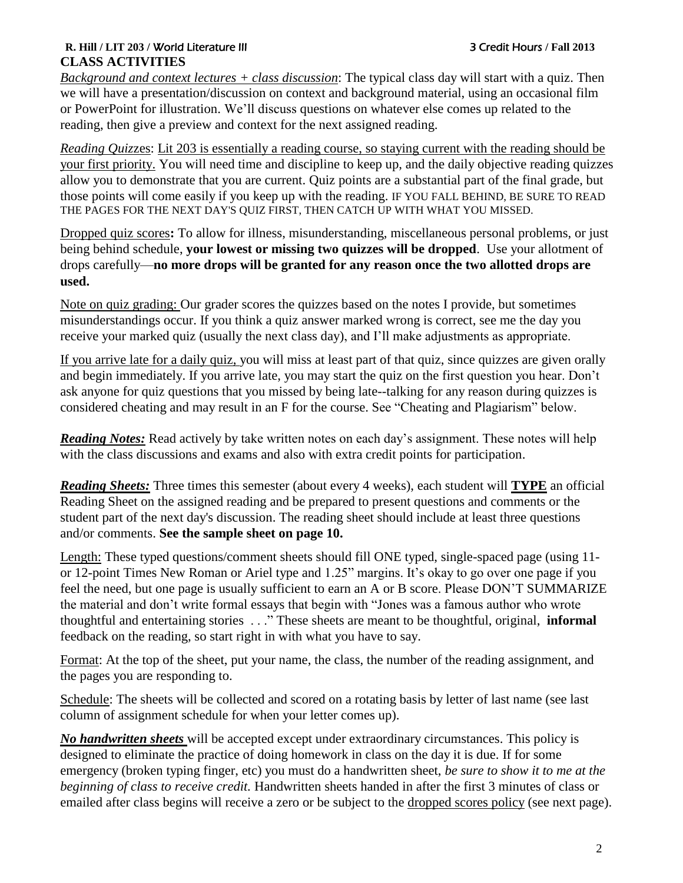## CLASS ACTIVITIES

*Background and context lectures + class discussion*: The typical class day will start with a quiz. Then we will have a presentation/discussion on context and background material, using an occasional film or PowerPoint for illustration. We'll discuss questions on whatever else comes up related to the reading, then give a preview and context for the next assigned reading.

*Reading Quizzes*: Lit 203 is essentially a reading course, so staying current with the reading should be your first priority. You will need time and discipline to keep up, and the daily objective reading quizzes allow you to demonstrate that you are current. Quiz points are a substantial part of the final grade, but those points will come easily if you keep up with the reading. IF YOU FALL BEHIND, BE SURE TO READ THE PAGES FOR THE NEXT DAY'S QUIZ FIRST, THEN CATCH UP WITH WHAT YOU MISSED.

Dropped quiz scores**:** To allow for illness, misunderstanding, miscellaneous personal problems, or just being behind schedule, **your lowest or missing two quizzes will be dropped**. Use your allotment of drops carefully—**no more drops will be granted for any reason once the two allotted drops are used.**

Note on quiz grading: Our grader scores the quizzes based on the notes I provide, but sometimes misunderstandings occur. If you think a quiz answer marked wrong is correct, see me the day you receive your marked quiz (usually the next class day), and I'll make adjustments as appropriate.

If you arrive late for a daily quiz, you will miss at least part of that quiz, since quizzes are given orally and begin immediately. If you arrive late, you may start the quiz on the first question you hear. Don't ask anyone for quiz questions that you missed by being late--talking for any reason during quizzes is considered cheating and may result in an F for the course. See "Cheating and Plagiarism" below.

***Reading Notes:*** Read actively by take written notes on each day's assignment. These notes will help with the class discussions and exams and also with extra credit points for participation.

***Reading Sheets:*** Three times this semester (about every 4 weeks), each student will **TYPE** an official Reading Sheet on the assigned reading and be prepared to present questions and comments or the student part of the next day's discussion. The reading sheet should include at least three questions and/or comments. **See the sample sheet on page 10.**

Length: These typed questions/comment sheets should fill ONE typed, single-spaced page (using 11- or 12-point Times New Roman or Ariel type and 1.25" margins. It's okay to go over one page if you feel the need, but one page is usually sufficient to earn an A or B score. Please DON'T SUMMARIZE the material and don't write formal essays that begin with "Jones was a famous author who wrote thoughtful and entertaining stories . . ." These sheets are meant to be thoughtful, original, **informal** feedback on the reading, so start right in with what you have to say.

Format: At the top of the sheet, put your name, the class, the number of the reading assignment, and the pages you are responding to.

Schedule: The sheets will be collected and scored on a rotating basis by letter of last name (see last column of assignment schedule for when your letter comes up).

***No handwritten sheets*** will be accepted except under extraordinary circumstances. This policy is designed to eliminate the practice of doing homework in class on the day it is due. If for some emergency (broken typing finger, etc) you must do a handwritten sheet, *be sure to show it to me at the beginning of class to receive credit.* Handwritten sheets handed in after the first 3 minutes of class or emailed after class begins will receive a zero or be subject to the dropped scores policy (see next page).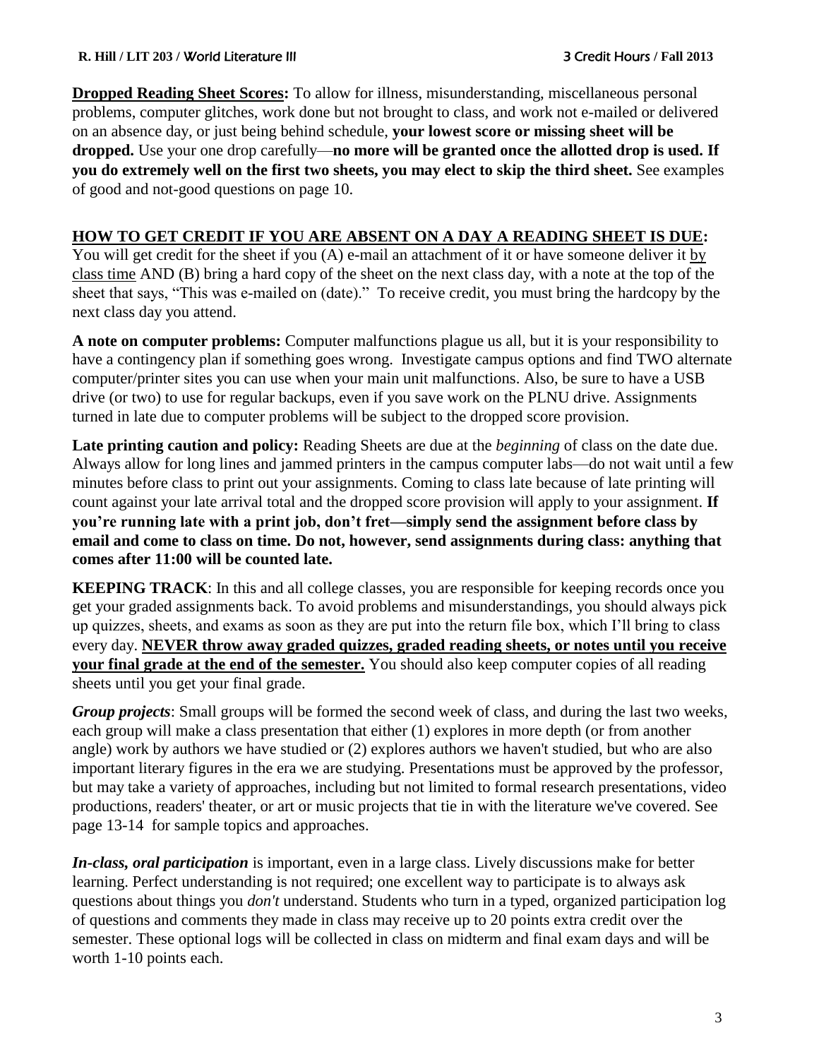**Dropped Reading Sheet Scores:** To allow for illness, misunderstanding, miscellaneous personal problems, computer glitches, work done but not brought to class, and work not e-mailed or delivered on an absence day, or just being behind schedule, **your lowest score or missing sheet will be dropped.** Use your one drop carefully—**no more will be granted once the allotted drop is used. If you do extremely well on the first two sheets, you may elect to skip the third sheet.** See examples of good and not-good questions on page 10.

**HOW TO GET CREDIT IF YOU ARE ABSENT ON A DAY A READING SHEET IS DUE:**

You will get credit for the sheet if you (A) e-mail an attachment of it or have someone deliver it by class time AND (B) bring a hard copy of the sheet on the next class day, with a note at the top of the sheet that says, "This was e-mailed on (date)." To receive credit, you must bring the hardcopy by the next class day you attend.

**A note on computer problems:** Computer malfunctions plague us all, but it is your responsibility to have a contingency plan if something goes wrong. Investigate campus options and find TWO alternate computer/printer sites you can use when your main unit malfunctions. Also, be sure to have a USB drive (or two) to use for regular backups, even if you save work on the PLNU drive. Assignments turned in late due to computer problems will be subject to the dropped score provision.

**Late printing caution and policy:** Reading Sheets are due at the *beginning* of class on the date due. Always allow for long lines and jammed printers in the campus computer labs—do not wait until a few minutes before class to print out your assignments. Coming to class late because of late printing will count against your late arrival total and the dropped score provision will apply to your assignment. **If you're running late with a print job, don't fret—simply send the assignment before class by email and come to class on time. Do not, however, send assignments during class: anything that comes after 11:00 will be counted late.**

**KEEPING TRACK**: In this and all college classes, you are responsible for keeping records once you get your graded assignments back. To avoid problems and misunderstandings, you should always pick up quizzes, sheets, and exams as soon as they are put into the return file box, which I'll bring to class every day. **NEVER throw away graded quizzes, graded reading sheets, or notes until you receive your final grade at the end of the semester.** You should also keep computer copies of all reading sheets until you get your final grade.

***Group projects***: Small groups will be formed the second week of class, and during the last two weeks, each group will make a class presentation that either (1) explores in more depth (or from another angle) work by authors we have studied or (2) explores authors we haven't studied, but who are also important literary figures in the era we are studying. Presentations must be approved by the professor, but may take a variety of approaches, including but not limited to formal research presentations, video productions, readers' theater, or art or music projects that tie in with the literature we've covered. See page 13-14 for sample topics and approaches.

***In-class, oral participation*** is important, even in a large class. Lively discussions make for better learning. Perfect understanding is not required; one excellent way to participate is to always ask questions about things you *don't* understand. Students who turn in a typed, organized participation log of questions and comments they made in class may receive up to 20 points extra credit over the semester. These optional logs will be collected in class on midterm and final exam days and will be worth 1-10 points each.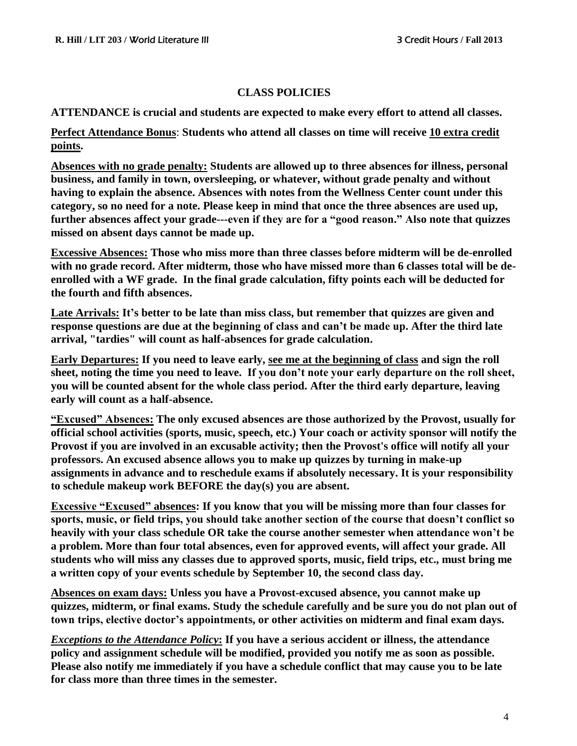## CLASS POLICIES

**ATTENDANCE is crucial and students are expected to make every effort to attend all classes.**

**Perfect Attendance Bonus**: **Students who attend all classes on time will receive 10 extra credit points.**

**Absences with no grade penalty: Students are allowed up to three absences for illness, personal business, and family in town, oversleeping, or whatever, without grade penalty and without having to explain the absence. Absences with notes from the Wellness Center count under this category, so no need for a note. Please keep in mind that once the three absences are used up, further absences affect your grade---even if they are for a "good reason." Also note that quizzes missed on absent days cannot be made up.**

**Excessive Absences: Those who miss more than three classes before midterm will be de-enrolled with no grade record. After midterm, those who have missed more than 6 classes total will be de-enrolled with a WF grade. In the final grade calculation, fifty points each will be deducted for the fourth and fifth absences.**

**Late Arrivals: It's better to be late than miss class, but remember that quizzes are given and response questions are due at the beginning of class and can't be made up. After the third late arrival, "tardies" will count as half-absences for grade calculation.**

**Early Departures: If you need to leave early, see me at the beginning of class and sign the roll sheet, noting the time you need to leave. If you don't note your early departure on the roll sheet, you will be counted absent for the whole class period. After the third early departure, leaving early will count as a half-absence.**

**"Excused" Absences: The only excused absences are those authorized by the Provost, usually for official school activities (sports, music, speech, etc.) Your coach or activity sponsor will notify the Provost if you are involved in an excusable activity; then the Provost's office will notify all your professors. An excused absence allows you to make up quizzes by turning in make-up assignments in advance and to reschedule exams if absolutely necessary. It is your responsibility to schedule makeup work BEFORE the day(s) you are absent.**

**Excessive "Excused" absences: If you know that you will be missing more than four classes for sports, music, or field trips, you should take another section of the course that doesn't conflict so heavily with your class schedule OR take the course another semester when attendance won't be a problem. More than four total absences, even for approved events, will affect your grade. All students who will miss any classes due to approved sports, music, field trips, etc., must bring me a written copy of your events schedule by September 10, the second class day.**

**Absences on exam days: Unless you have a Provost-excused absence, you cannot make up quizzes, midterm, or final exams. Study the schedule carefully and be sure you do not plan out of town trips, elective doctor's appointments, or other activities on midterm and final exam days.**

***Exceptions to the Attendance Policy*: If you have a serious accident or illness, the attendance policy and assignment schedule will be modified, provided you notify me as soon as possible. Please also notify me immediately if you have a schedule conflict that may cause you to be late for class more than three times in the semester.**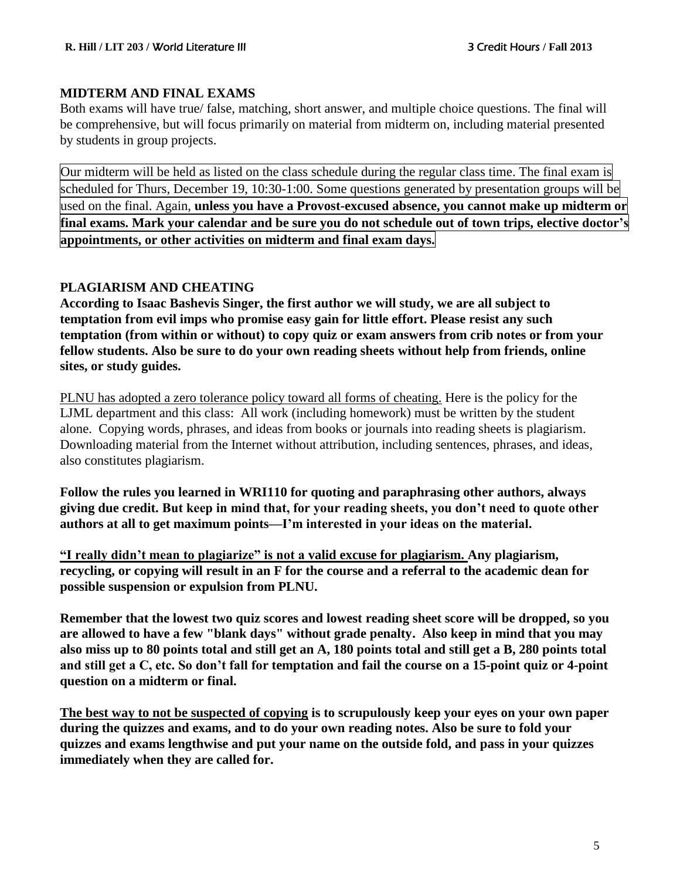## MIDTERM AND FINAL EXAMS

Both exams will have true/ false, matching, short answer, and multiple choice questions. The final will be comprehensive, but will focus primarily on material from midterm on, including material presented by students in group projects.

Our midterm will be held as listed on the class schedule during the regular class time. The final exam is scheduled for Thurs, December 19, 10:30-1:00. Some questions generated by presentation groups will be used on the final. Again, **unless you have a Provost-excused absence, you cannot make up midterm or final exams. Mark your calendar and be sure you do not schedule out of town trips, elective doctor's appointments, or other activities on midterm and final exam days.**

## PLAGIARISM AND CHEATING

**According to Isaac Bashevis Singer, the first author we will study, we are all subject to temptation from evil imps who promise easy gain for little effort. Please resist any such temptation (from within or without) to copy quiz or exam answers from crib notes or from your fellow students. Also be sure to do your own reading sheets without help from friends, online sites, or study guides.**

<u>PLNU has adopted a zero tolerance policy toward all forms of cheating.</u> Here is the policy for the LJML department and this class: All work (including homework) must be written by the student alone. Copying words, phrases, and ideas from books or journals into reading sheets is plagiarism. Downloading material from the Internet without attribution, including sentences, phrases, and ideas, also constitutes plagiarism.

**Follow the rules you learned in WRI110 for quoting and paraphrasing other authors, always giving due credit. But keep in mind that, for your reading sheets, you don't need to quote other authors at all to get maximum points—I'm interested in your ideas on the material.**

**<u>"I really didn't mean to plagiarize" is not a valid excuse for plagiarism.</u> Any plagiarism, recycling, or copying will result in an F for the course and a referral to the academic dean for possible suspension or expulsion from PLNU.**

**Remember that the lowest two quiz scores and lowest reading sheet score will be dropped, so you are allowed to have a few "blank days" without grade penalty. Also keep in mind that you may also miss up to 80 points total and still get an A, 180 points total and still get a B, 280 points total and still get a C, etc. So don't fall for temptation and fail the course on a 15-point quiz or 4-point question on a midterm or final.**

**<u>The best way to not be suspected of copying</u> is to scrupulously keep your eyes on your own paper during the quizzes and exams, and to do your own reading notes. Also be sure to fold your quizzes and exams lengthwise and put your name on the outside fold, and pass in your quizzes immediately when they are called for.**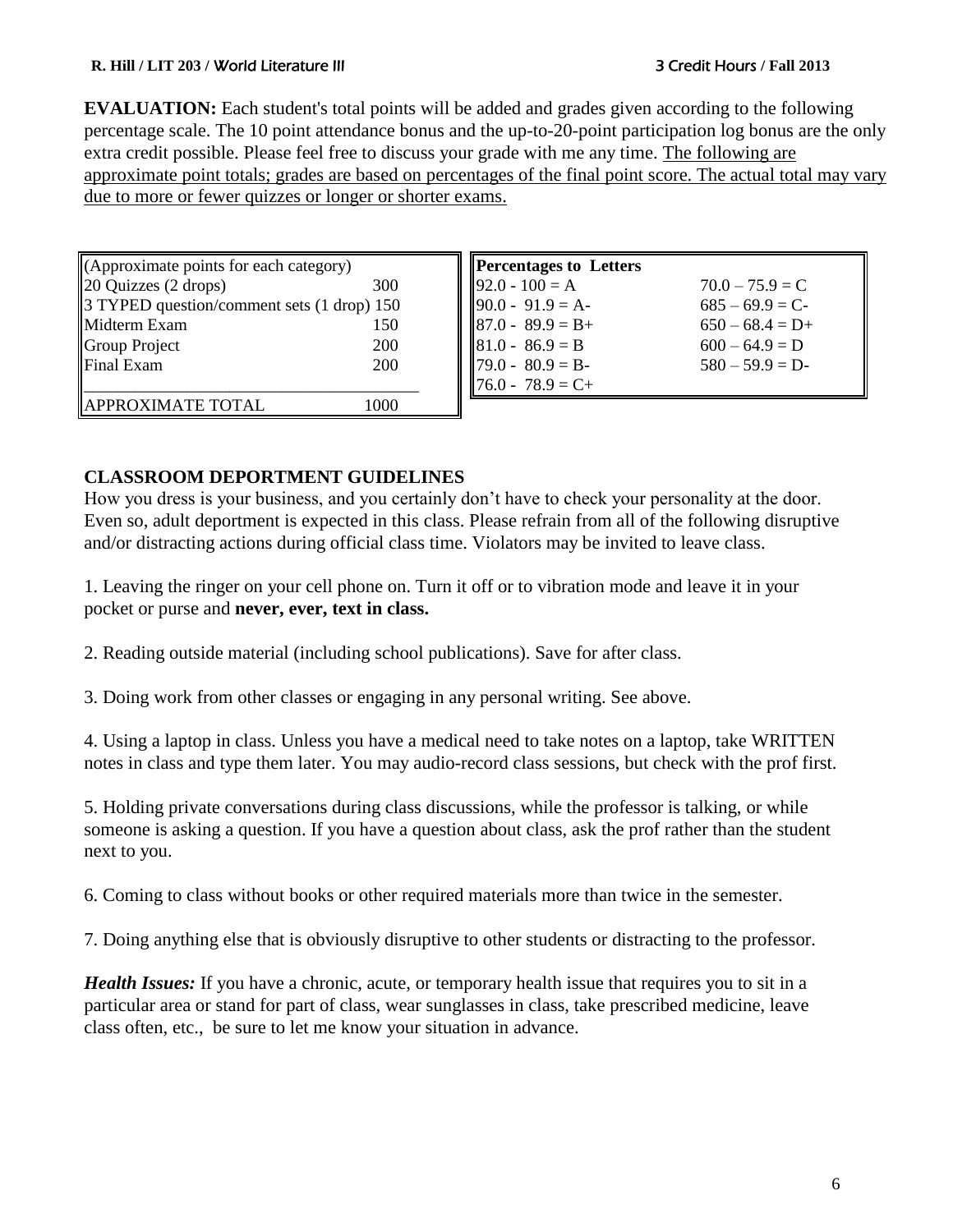**EVALUATION:** Each student's total points will be added and grades given according to the following percentage scale. The 10 point attendance bonus and the up-to-20-point participation log bonus are the only extra credit possible. Please feel free to discuss your grade with me any time. <u>The following are approximate point totals; grades are based on percentages of the final point score. The actual total may vary due to more or fewer quizzes or longer or shorter exams.</u>

| (Approximate points for each category) | |
|---|---|
| 20 Quizzes (2 drops) | 300 |
| 3 TYPED question/comment sets (1 drop) | 150 |
| Midterm Exam | 150 |
| Group Project | 200 |
| Final Exam | 200 |
| APPROXIMATE TOTAL | 1000 |

| **Percentages to Letters** | |
|---|---|
| 92.0 - 100 = A | 70.0 – 75.9 = C |
| 90.0 - 91.9 = A- | 685 – 69.9 = C- |
| 87.0 - 89.9 = B+ | 650 – 68.4 = D+ |
| 81.0 - 86.9 = B | 600 – 64.9 = D |
| 79.0 - 80.9 = B- | 580 – 59.9 = D- |
| 76.0 - 78.9 = C+ | |

## CLASSROOM DEPORTMENT GUIDELINES

How you dress is your business, and you certainly don't have to check your personality at the door. Even so, adult deportment is expected in this class. Please refrain from all of the following disruptive and/or distracting actions during official class time. Violators may be invited to leave class.

1. Leaving the ringer on your cell phone on. Turn it off or to vibration mode and leave it in your pocket or purse and **never, ever, text in class.**

2. Reading outside material (including school publications). Save for after class.

3. Doing work from other classes or engaging in any personal writing. See above.

4. Using a laptop in class. Unless you have a medical need to take notes on a laptop, take WRITTEN notes in class and type them later. You may audio-record class sessions, but check with the prof first.

5. Holding private conversations during class discussions, while the professor is talking, or while someone is asking a question. If you have a question about class, ask the prof rather than the student next to you.

6. Coming to class without books or other required materials more than twice in the semester.

7. Doing anything else that is obviously disruptive to other students or distracting to the professor.

***Health Issues:*** If you have a chronic, acute, or temporary health issue that requires you to sit in a particular area or stand for part of class, wear sunglasses in class, take prescribed medicine, leave class often, etc., be sure to let me know your situation in advance.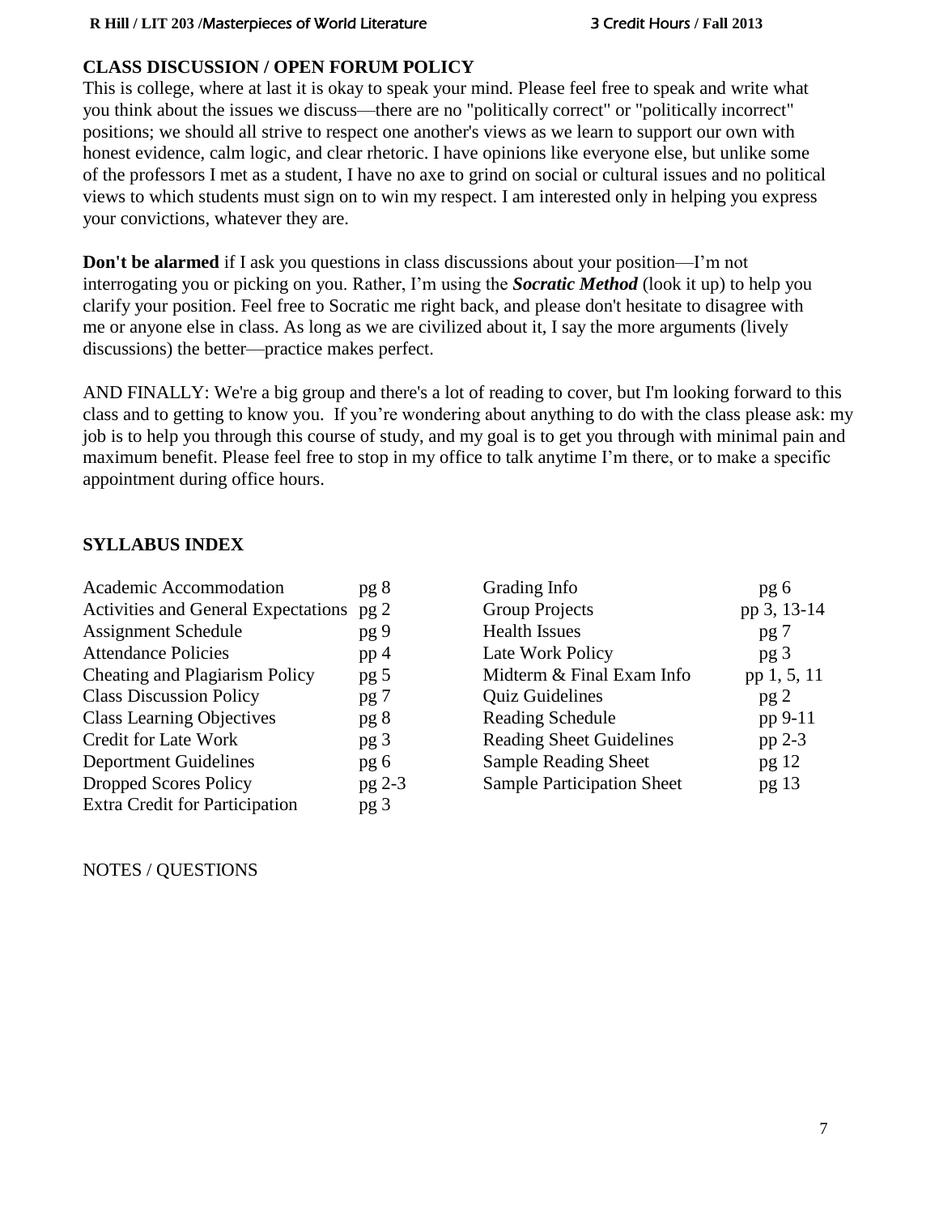**CLASS DISCUSSION / OPEN FORUM POLICY**

This is college, where at last it is okay to speak your mind. Please feel free to speak and write what you think about the issues we discuss—there are no "politically correct" or "politically incorrect" positions; we should all strive to respect one another's views as we learn to support our own with honest evidence, calm logic, and clear rhetoric. I have opinions like everyone else, but unlike some of the professors I met as a student, I have no axe to grind on social or cultural issues and no political views to which students must sign on to win my respect. I am interested only in helping you express your convictions, whatever they are.

**Don't be alarmed** if I ask you questions in class discussions about your position—I'm not interrogating you or picking on you. Rather, I'm using the ***Socratic Method*** (look it up) to help you clarify your position. Feel free to Socratic me right back, and please don't hesitate to disagree with me or anyone else in class. As long as we are civilized about it, I say the more arguments (lively discussions) the better—practice makes perfect.

AND FINALLY: We're a big group and there's a lot of reading to cover, but I'm looking forward to this class and to getting to know you. If you're wondering about anything to do with the class please ask: my job is to help you through this course of study, and my goal is to get you through with minimal pain and maximum benefit. Please feel free to stop in my office to talk anytime I'm there, or to make a specific appointment during office hours.

**SYLLABUS INDEX**

| | | | |
|---|---|---|---|
| Academic Accommodation | pg 8 | Grading Info | pg 6 |
| Activities and General Expectations | pg 2 | Group Projects | pp 3, 13-14 |
| Assignment Schedule | pg 9 | Health Issues | pg 7 |
| Attendance Policies | pp 4 | Late Work Policy | pg 3 |
| Cheating and Plagiarism Policy | pg 5 | Midterm & Final Exam Info | pp 1, 5, 11 |
| Class Discussion Policy | pg 7 | Quiz Guidelines | pg 2 |
| Class Learning Objectives | pg 8 | Reading Schedule | pp 9-11 |
| Credit for Late Work | pg 3 | Reading Sheet Guidelines | pp 2-3 |
| Deportment Guidelines | pg 6 | Sample Reading Sheet | pg 12 |
| Dropped Scores Policy | pg 2-3 | Sample Participation Sheet | pg 13 |
| Extra Credit for Participation | pg 3 | | |

NOTES / QUESTIONS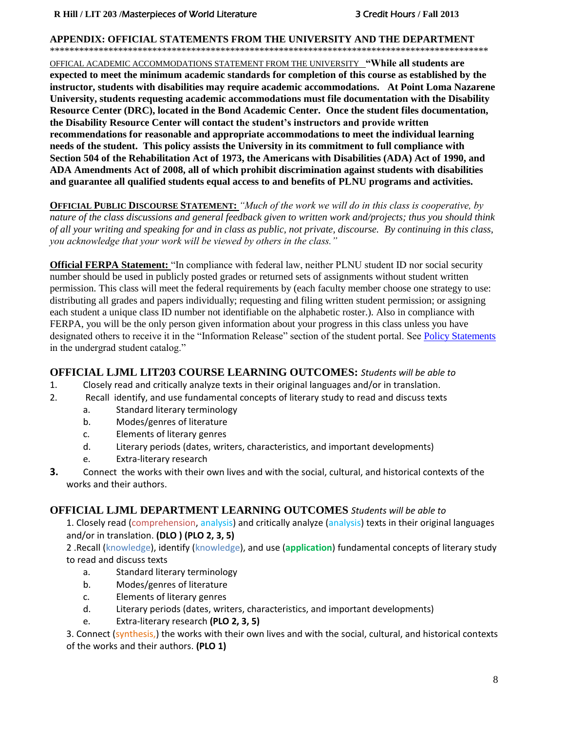## APPENDIX: OFFICIAL STATEMENTS FROM THE UNIVERSITY AND THE DEPARTMENT

**********************************************************************************************

OFFICAL ACADEMIC ACCOMMODATIONS STATEMENT FROM THE UNIVERSITY **"While all students are expected to meet the minimum academic standards for completion of this course as established by the instructor, students with disabilities may require academic accommodations. At Point Loma Nazarene University, students requesting academic accommodations must file documentation with the Disability Resource Center (DRC), located in the Bond Academic Center. Once the student files documentation, the Disability Resource Center will contact the student's instructors and provide written recommendations for reasonable and appropriate accommodations to meet the individual learning needs of the student. This policy assists the University in its commitment to full compliance with Section 504 of the Rehabilitation Act of 1973, the Americans with Disabilities (ADA) Act of 1990, and ADA Amendments Act of 2008, all of which prohibit discrimination against students with disabilities and guarantee all qualified students equal access to and benefits of PLNU programs and activities.**

**OFFICIAL PUBLIC DISCOURSE STATEMENT:** *"Much of the work we will do in this class is cooperative, by nature of the class discussions and general feedback given to written work and/projects; thus you should think of all your writing and speaking for and in class as public, not private, discourse. By continuing in this class, you acknowledge that your work will be viewed by others in the class."*

**Official FERPA Statement:** "In compliance with federal law, neither PLNU student ID nor social security number should be used in publicly posted grades or returned sets of assignments without student written permission. This class will meet the federal requirements by (each faculty member choose one strategy to use: distributing all grades and papers individually; requesting and filing written student permission; or assigning each student a unique class ID number not identifiable on the alphabetic roster.). Also in compliance with FERPA, you will be the only person given information about your progress in this class unless you have designated others to receive it in the "Information Release" section of the student portal. See Policy Statements in the undergrad student catalog."

### OFFICIAL LJML LIT203 COURSE LEARNING OUTCOMES: *Students will be able to*

1. Closely read and critically analyze texts in their original languages and/or in translation.
2. Recall identify, and use fundamental concepts of literary study to read and discuss texts
   a. Standard literary terminology
   b. Modes/genres of literature
   c. Elements of literary genres
   d. Literary periods (dates, writers, characteristics, and important developments)
   e. Extra-literary research
3. Connect the works with their own lives and with the social, cultural, and historical contexts of the works and their authors.

### OFFICIAL LJML DEPARTMENT LEARNING OUTCOMES *Students will be able to*

1. Closely read (comprehension, analysis) and critically analyze (analysis) texts in their original languages and/or in translation. **(DLO ) (PLO 2, 3, 5)**
2. Recall (knowledge), identify (knowledge), and use (**application**) fundamental concepts of literary study to read and discuss texts
   a. Standard literary terminology
   b. Modes/genres of literature
   c. Elements of literary genres
   d. Literary periods (dates, writers, characteristics, and important developments)
   e. Extra-literary research **(PLO 2, 3, 5)**
3. Connect (synthesis,) the works with their own lives and with the social, cultural, and historical contexts of the works and their authors. **(PLO 1)**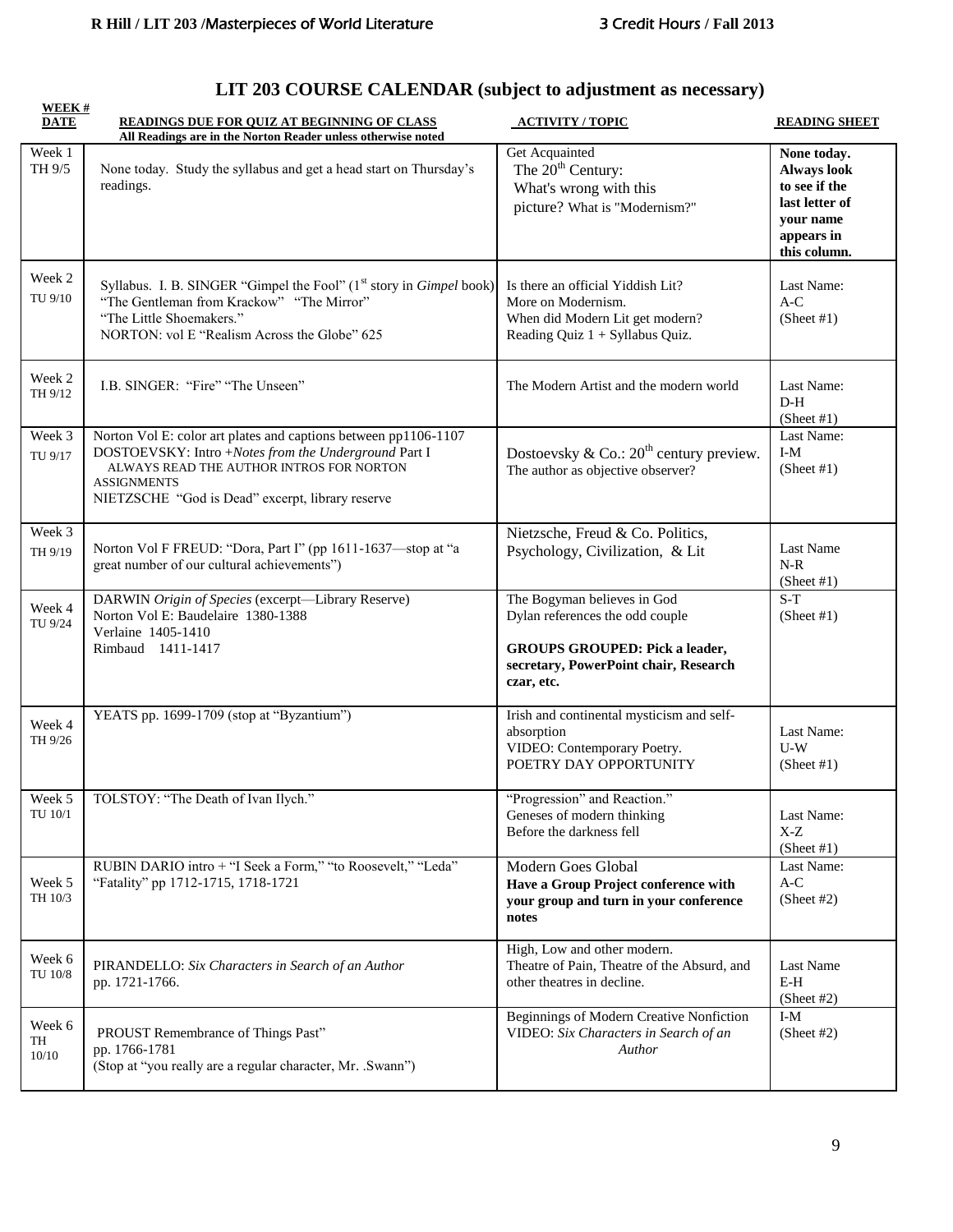# LIT 203 COURSE CALENDAR (subject to adjustment as necessary)

| WEEK # DATE | READINGS DUE FOR QUIZ AT BEGINNING OF CLASS All Readings are in the Norton Reader unless otherwise noted | ACTIVITY / TOPIC | READING SHEET |
|---|---|---|---|
| Week 1 TH 9/5 | None today. Study the syllabus and get a head start on Thursday's readings. | Get Acquainted The 20th Century: What's wrong with this picture? What is "Modernism?" | **None today. Always look to see if the last letter of your name appears in this column.** |
| Week 2 TU 9/10 | Syllabus. I. B. SINGER "Gimpel the Fool" (1st story in *Gimpel* book) "The Gentleman from Krackow" "The Mirror" "The Little Shoemakers." NORTON: vol E "Realism Across the Globe" 625 | Is there an official Yiddish Lit? More on Modernism. When did Modern Lit get modern? Reading Quiz 1 + Syllabus Quiz. | Last Name: A-C (Sheet #1) |
| Week 2 TH 9/12 | I.B. SINGER: "Fire" "The Unseen" | The Modern Artist and the modern world | Last Name: D-H (Sheet #1) |
| Week 3 TU 9/17 | Norton Vol E: color art plates and captions between pp1106-1107 DOSTOEVSKY: Intro +*Notes from the Underground* Part I ALWAYS READ THE AUTHOR INTROS FOR NORTON ASSIGNMENTS NIETZSCHE "God is Dead" excerpt, library reserve | Dostoevsky & Co.: 20th century preview. The author as objective observer? | Last Name: I-M (Sheet #1) |
| Week 3 TH 9/19 | Norton Vol F FREUD: "Dora, Part I" (pp 1611-1637—stop at "a great number of our cultural achievements") | Nietzsche, Freud & Co. Politics, Psychology, Civilization, & Lit | Last Name N-R (Sheet #1) |
| Week 4 TU 9/24 | DARWIN *Origin of Species* (excerpt—Library Reserve) Norton Vol E: Baudelaire 1380-1388 Verlaine 1405-1410 Rimbaud 1411-1417 | The Bogyman believes in God Dylan references the odd couple **GROUPS GROUPED: Pick a leader, secretary, PowerPoint chair, Research czar, etc.** | S-T (Sheet #1) |
| Week 4 TH 9/26 | YEATS pp. 1699-1709 (stop at "Byzantium") | Irish and continental mysticism and self-absorption VIDEO: Contemporary Poetry. POETRY DAY OPPORTUNITY | Last Name: U-W (Sheet #1) |
| Week 5 TU 10/1 | TOLSTOY: "The Death of Ivan Ilych." | "Progression" and Reaction." Geneses of modern thinking Before the darkness fell | Last Name: X-Z (Sheet #1) |
| Week 5 TH 10/3 | RUBIN DARIO intro + "I Seek a Form," "to Roosevelt," "Leda" "Fatality" pp 1712-1715, 1718-1721 | Modern Goes Global **Have a Group Project conference with your group and turn in your conference notes** | Last Name: A-C (Sheet #2) |
| Week 6 TU 10/8 | PIRANDELLO: *Six Characters in Search of an Author* pp. 1721-1766. | High, Low and other modern. Theatre of Pain, Theatre of the Absurd, and other theatres in decline. | Last Name E-H (Sheet #2) |
| Week 6 TH 10/10 | PROUST Remembrance of Things Past" pp. 1766-1781 (Stop at "you really are a regular character, Mr. .Swann") | Beginnings of Modern Creative Nonfiction VIDEO: *Six Characters in Search of an Author* | I-M (Sheet #2) |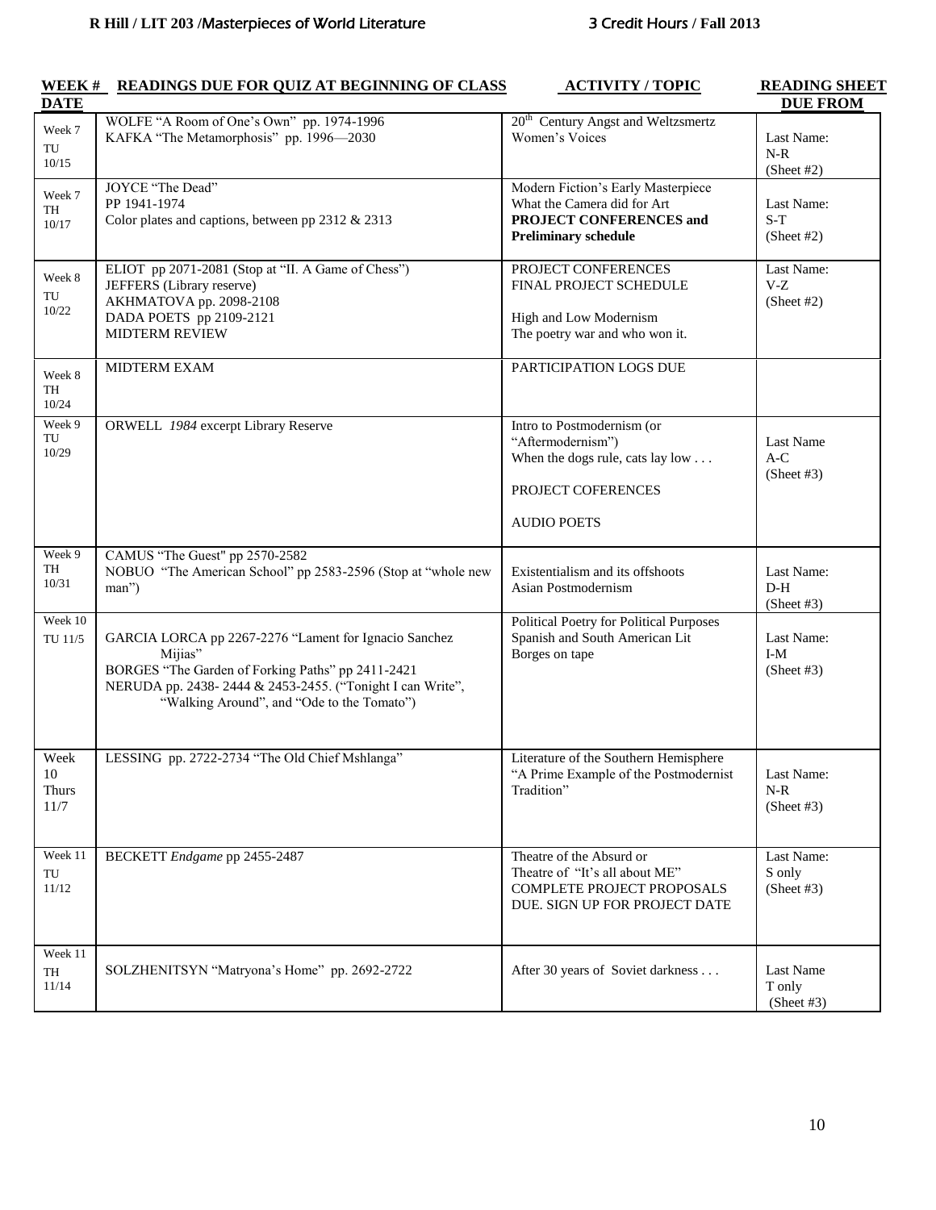| WEEK # DATE | READINGS DUE FOR QUIZ AT BEGINNING OF CLASS | ACTIVITY / TOPIC | READING SHEET DUE FROM |
|---|---|---|---|
| Week 7 TU 10/15 | WOLFE "A Room of One's Own" pp. 1974-1996<br>KAFKA "The Metamorphosis" pp. 1996—2030 | 20th Century Angst and Weltzsmertz<br>Women's Voices | Last Name: N-R (Sheet #2) |
| Week 7 TH 10/17 | JOYCE "The Dead"<br>PP 1941-1974<br>Color plates and captions, between pp 2312 & 2313 | Modern Fiction's Early Masterpiece<br>What the Camera did for Art<br>**PROJECT CONFERENCES and Preliminary schedule** | Last Name: S-T (Sheet #2) |
| Week 8 TU 10/22 | ELIOT pp 2071-2081 (Stop at "II. A Game of Chess")<br>JEFFERS (Library reserve)<br>AKHMATOVA pp. 2098-2108<br>DADA POETS pp 2109-2121<br>MIDTERM REVIEW | PROJECT CONFERENCES<br>FINAL PROJECT SCHEDULE<br><br>High and Low Modernism<br>The poetry war and who won it. | Last Name: V-Z (Sheet #2) |
| Week 8 TH 10/24 | MIDTERM EXAM | PARTICIPATION LOGS DUE | |
| Week 9 TU 10/29 | ORWELL *1984* excerpt Library Reserve | Intro to Postmodernism (or "Aftermodernism")<br>When the dogs rule, cats lay low . . .<br><br>PROJECT COFERENCES<br><br>AUDIO POETS | Last Name A-C (Sheet #3) |
| Week 9 TH 10/31 | CAMUS "The Guest" pp 2570-2582<br>NOBUO "The American School" pp 2583-2596 (Stop at "whole new man") | Existentialism and its offshoots<br>Asian Postmodernism | Last Name: D-H (Sheet #3) |
| Week 10 TU 11/5 | GARCIA LORCA pp 2267-2276 "Lament for Ignacio Sanchez Mijias"<br>BORGES "The Garden of Forking Paths" pp 2411-2421<br>NERUDA pp. 2438- 2444 & 2453-2455. ("Tonight I can Write", "Walking Around", and "Ode to the Tomato") | Political Poetry for Political Purposes<br>Spanish and South American Lit<br>Borges on tape | Last Name: I-M (Sheet #3) |
| Week 10 Thurs 11/7 | LESSING pp. 2722-2734 "The Old Chief Mshlanga" | Literature of the Southern Hemisphere<br>"A Prime Example of the Postmodernist Tradition" | Last Name: N-R (Sheet #3) |
| Week 11 TU 11/12 | BECKETT *Endgame* pp 2455-2487 | Theatre of the Absurd or<br>Theatre of "It's all about ME"<br>COMPLETE PROJECT PROPOSALS DUE. SIGN UP FOR PROJECT DATE | Last Name: S only (Sheet #3) |
| Week 11 TH 11/14 | SOLZHENITSYN "Matryona's Home" pp. 2692-2722 | After 30 years of Soviet darkness . . . | Last Name T only (Sheet #3) |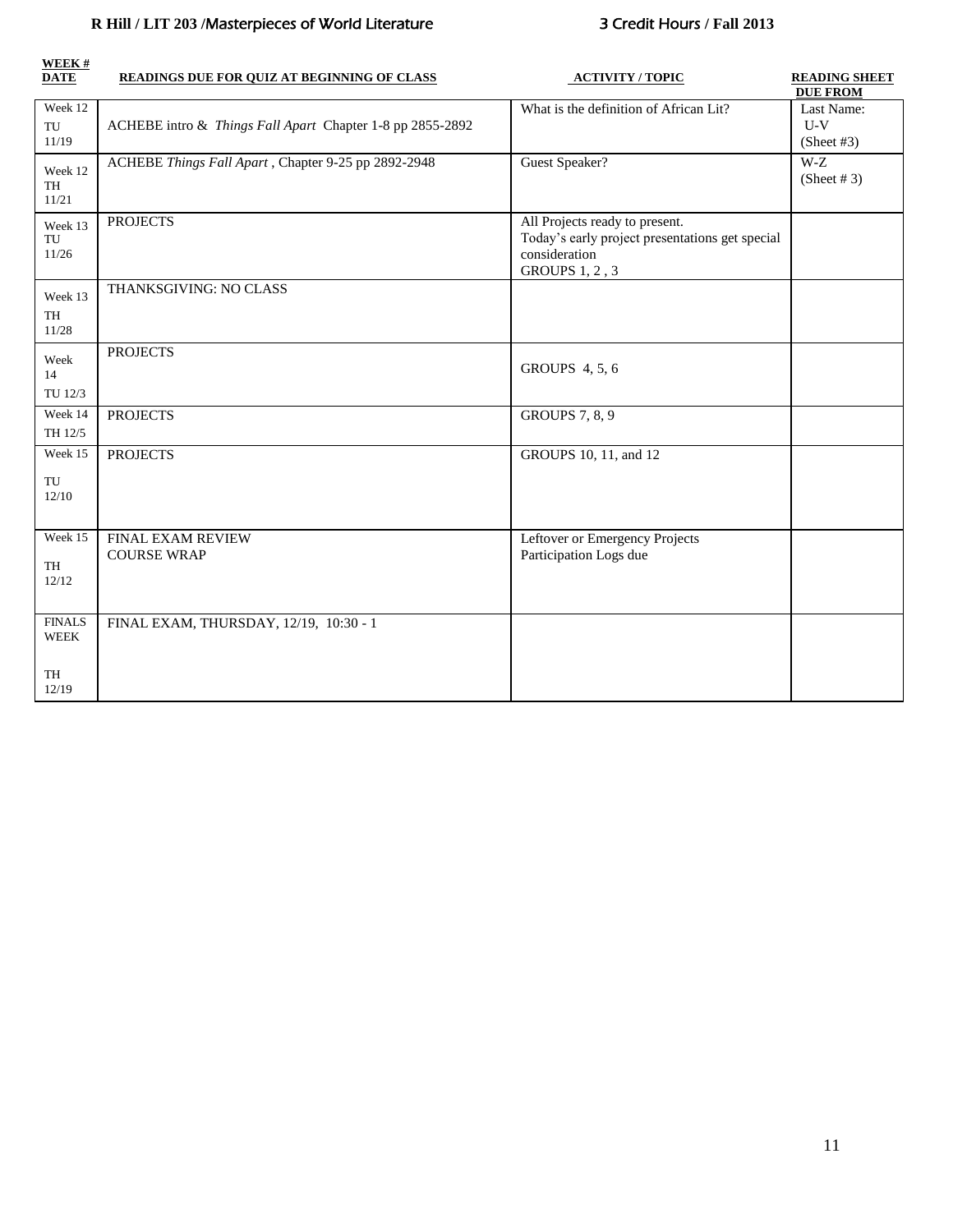| WEEK # DATE | READINGS DUE FOR QUIZ AT BEGINNING OF CLASS | ACTIVITY / TOPIC | READING SHEET DUE FROM |
|---|---|---|---|
| Week 12 TU 11/19 | ACHEBE intro & *Things Fall Apart* Chapter 1-8 pp 2855-2892 | What is the definition of African Lit? | Last Name: U-V (Sheet #3) |
| Week 12 TH 11/21 | ACHEBE *Things Fall Apart* , Chapter 9-25 pp 2892-2948 | Guest Speaker? | W-Z (Sheet # 3) |
| Week 13 TU 11/26 | PROJECTS | All Projects ready to present. Today's early project presentations get special consideration GROUPS 1, 2 , 3 | |
| Week 13 TH 11/28 | THANKSGIVING: NO CLASS | | |
| Week 14 TU 12/3 | PROJECTS | GROUPS 4, 5, 6 | |
| Week 14 TH 12/5 | PROJECTS | GROUPS 7, 8, 9 | |
| Week 15 TU 12/10 | PROJECTS | GROUPS 10, 11, and 12 | |
| Week 15 TH 12/12 | FINAL EXAM REVIEW COURSE WRAP | Leftover or Emergency Projects Participation Logs due | |
| FINALS WEEK TH 12/19 | FINAL EXAM, THURSDAY, 12/19, 10:30 - 1 | | |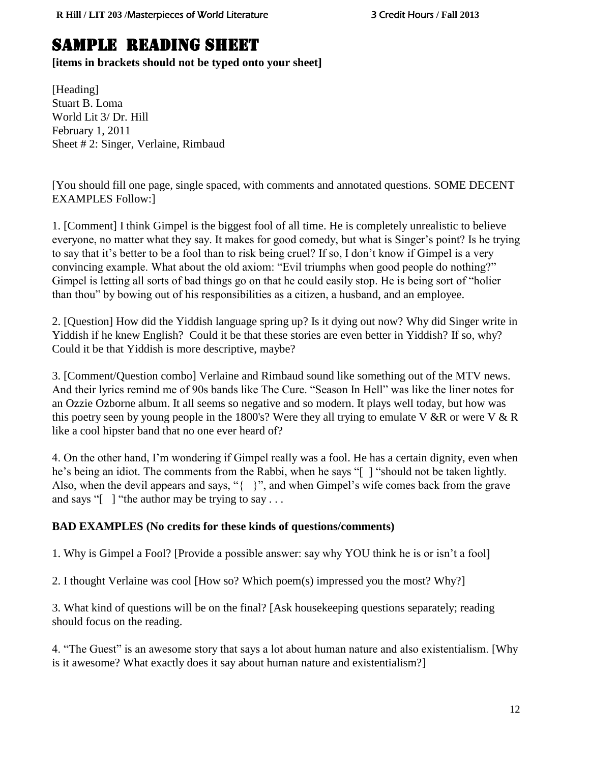# SAMPLE READING SHEET

**[items in brackets should not be typed onto your sheet]**

[Heading]
Stuart B. Loma
World Lit 3/ Dr. Hill
February 1, 2011
Sheet # 2: Singer, Verlaine, Rimbaud

[You should fill one page, single spaced, with comments and annotated questions. SOME DECENT EXAMPLES Follow:]

1. [Comment] I think Gimpel is the biggest fool of all time. He is completely unrealistic to believe everyone, no matter what they say. It makes for good comedy, but what is Singer's point? Is he trying to say that it's better to be a fool than to risk being cruel? If so, I don't know if Gimpel is a very convincing example. What about the old axiom: "Evil triumphs when good people do nothing?" Gimpel is letting all sorts of bad things go on that he could easily stop. He is being sort of "holier than thou" by bowing out of his responsibilities as a citizen, a husband, and an employee.

2. [Question] How did the Yiddish language spring up? Is it dying out now? Why did Singer write in Yiddish if he knew English? Could it be that these stories are even better in Yiddish? If so, why? Could it be that Yiddish is more descriptive, maybe?

3. [Comment/Question combo] Verlaine and Rimbaud sound like something out of the MTV news. And their lyrics remind me of 90s bands like The Cure. "Season In Hell" was like the liner notes for an Ozzie Ozborne album. It all seems so negative and so modern. It plays well today, but how was this poetry seen by young people in the 1800's? Were they all trying to emulate V &R or were V & R like a cool hipster band that no one ever heard of?

4. On the other hand, I'm wondering if Gimpel really was a fool. He has a certain dignity, even when he's being an idiot. The comments from the Rabbi, when he says "[ ] "should not be taken lightly. Also, when the devil appears and says, "{ }", and when Gimpel's wife comes back from the grave and says "[ ] "the author may be trying to say . . .

**BAD EXAMPLES (No credits for these kinds of questions/comments)**

1. Why is Gimpel a Fool? [Provide a possible answer: say why YOU think he is or isn't a fool]

2. I thought Verlaine was cool [How so? Which poem(s) impressed you the most? Why?]

3. What kind of questions will be on the final? [Ask housekeeping questions separately; reading should focus on the reading.

4. "The Guest" is an awesome story that says a lot about human nature and also existentialism. [Why is it awesome? What exactly does it say about human nature and existentialism?]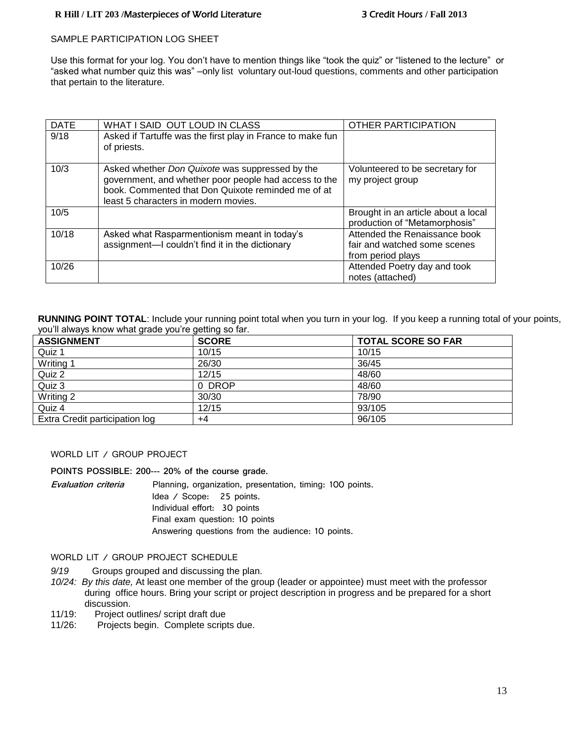SAMPLE PARTICIPATION LOG SHEET

Use this format for your log. You don't have to mention things like "took the quiz" or "listened to the lecture" or "asked what number quiz this was" –only list voluntary out-loud questions, comments and other participation that pertain to the literature.

| DATE | WHAT I SAID OUT LOUD IN CLASS | OTHER PARTICIPATION |
|---|---|---|
| 9/18 | Asked if Tartuffe was the first play in France to make fun of priests. | |
| 10/3 | Asked whether *Don Quixote* was suppressed by the government, and whether poor people had access to the book. Commented that Don Quixote reminded me of at least 5 characters in modern movies. | Volunteered to be secretary for my project group |
| 10/5 | | Brought in an article about a local production of "Metamorphosis" |
| 10/18 | Asked what Rasparmentionism meant in today's assignment—I couldn't find it in the dictionary | Attended the Renaissance book fair and watched some scenes from period plays |
| 10/26 | | Attended Poetry day and took notes (attached) |

**RUNNING POINT TOTAL**: Include your running point total when you turn in your log. If you keep a running total of your points, you'll always know what grade you're getting so far.

| ASSIGNMENT | SCORE | TOTAL SCORE SO FAR |
|---|---|---|
| Quiz 1 | 10/15 | 10/15 |
| Writing 1 | 26/30 | 36/45 |
| Quiz 2 | 12/15 | 48/60 |
| Quiz 3 | 0 DROP | 48/60 |
| Writing 2 | 30/30 | 78/90 |
| Quiz 4 | 12/15 | 93/105 |
| Extra Credit participation log | +4 | 96/105 |

WORLD LIT / GROUP PROJECT

**POINTS POSSIBLE: 200--- 20% of the course grade.**

*Evaluation criteria*
- Planning, organization, presentation, timing: 100 points.
- Idea / Scope: 25 points.
- Individual effort: 30 points
- Final exam question: 10 points
- Answering questions from the audience: 10 points.

WORLD LIT / GROUP PROJECT SCHEDULE

*9/19* Groups grouped and discussing the plan.

*10/24: By this date,* At least one member of the group (leader or appointee) must meet with the professor during office hours. Bring your script or project description in progress and be prepared for a short discussion.

11/19: Project outlines/ script draft due

11/26: Projects begin. Complete scripts due.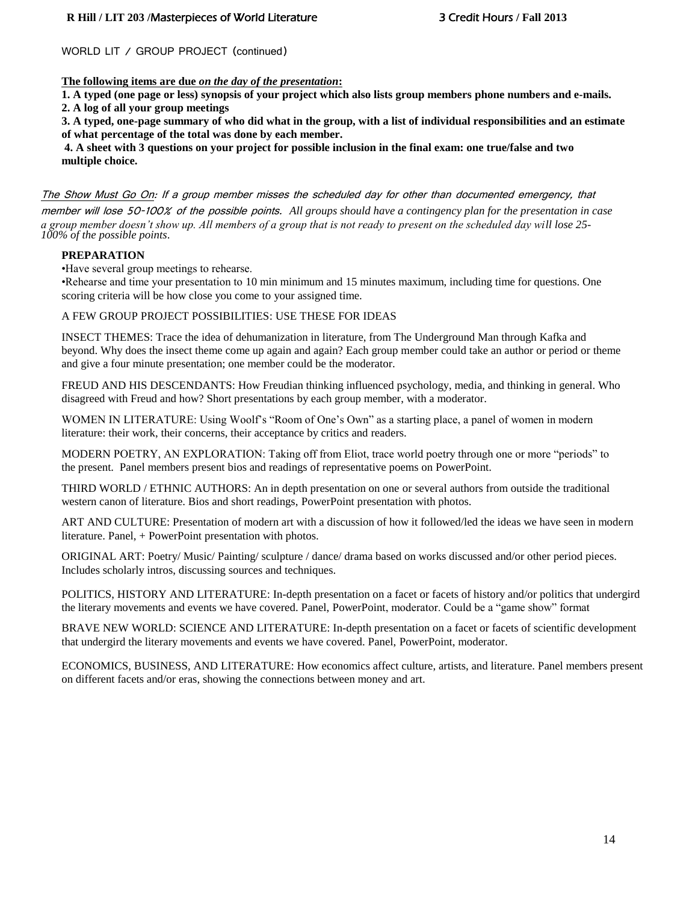WORLD LIT / GROUP PROJECT (continued)

**The following items are due *on the day of the presentation*:**

**1. A typed (one page or less) synopsis of your project which also lists group members phone numbers and e-mails.**
**2. A log of all your group meetings**
**3. A typed, one-page summary of who did what in the group, with a list of individual responsibilities and an estimate of what percentage of the total was done by each member.**
**4. A sheet with 3 questions on your project for possible inclusion in the final exam: one true/false and two multiple choice.**

*The Show Must Go On: If a group member misses the scheduled day for other than documented emergency, that member will lose 50-100% of the possible points. All groups should have a contingency plan for the presentation in case a group member doesn't show up. All members of a group that is not ready to present on the scheduled day will lose 25-100% of the possible points.*

**PREPARATION**

- Have several group meetings to rehearse.
- Rehearse and time your presentation to 10 min minimum and 15 minutes maximum, including time for questions. One scoring criteria will be how close you come to your assigned time.

A FEW GROUP PROJECT POSSIBILITIES: USE THESE FOR IDEAS

INSECT THEMES: Trace the idea of dehumanization in literature, from The Underground Man through Kafka and beyond. Why does the insect theme come up again and again? Each group member could take an author or period or theme and give a four minute presentation; one member could be the moderator.

FREUD AND HIS DESCENDANTS: How Freudian thinking influenced psychology, media, and thinking in general. Who disagreed with Freud and how? Short presentations by each group member, with a moderator.

WOMEN IN LITERATURE: Using Woolf's "Room of One's Own" as a starting place, a panel of women in modern literature: their work, their concerns, their acceptance by critics and readers.

MODERN POETRY, AN EXPLORATION: Taking off from Eliot, trace world poetry through one or more "periods" to the present. Panel members present bios and readings of representative poems on PowerPoint.

THIRD WORLD / ETHNIC AUTHORS: An in depth presentation on one or several authors from outside the traditional western canon of literature. Bios and short readings, PowerPoint presentation with photos.

ART AND CULTURE: Presentation of modern art with a discussion of how it followed/led the ideas we have seen in modern literature. Panel, + PowerPoint presentation with photos.

ORIGINAL ART: Poetry/ Music/ Painting/ sculpture / dance/ drama based on works discussed and/or other period pieces. Includes scholarly intros, discussing sources and techniques.

POLITICS, HISTORY AND LITERATURE: In-depth presentation on a facet or facets of history and/or politics that undergird the literary movements and events we have covered. Panel, PowerPoint, moderator. Could be a "game show" format

BRAVE NEW WORLD: SCIENCE AND LITERATURE: In-depth presentation on a facet or facets of scientific development that undergird the literary movements and events we have covered. Panel, PowerPoint, moderator.

ECONOMICS, BUSINESS, AND LITERATURE: How economics affect culture, artists, and literature. Panel members present on different facets and/or eras, showing the connections between money and art.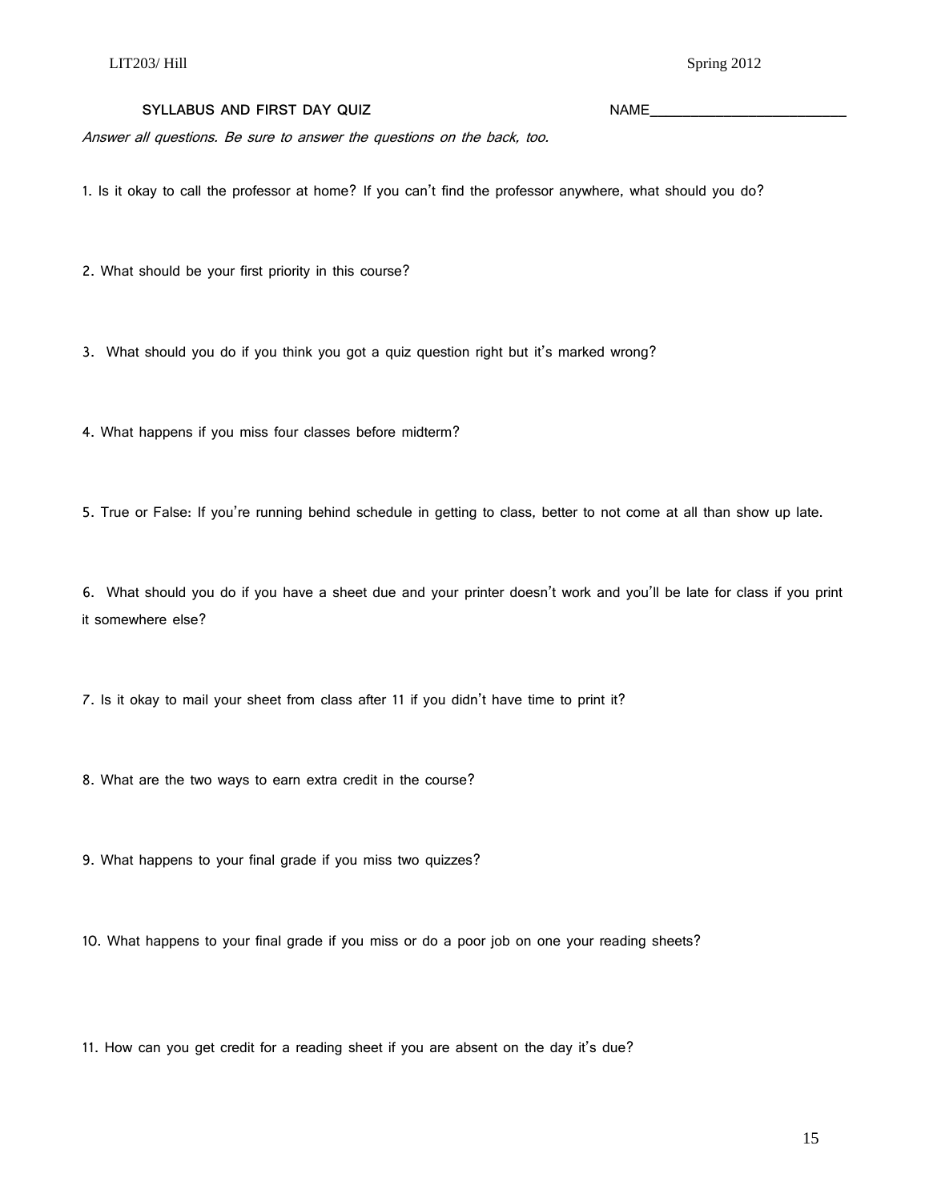**SYLLABUS AND FIRST DAY QUIZ** NAME___________________________

*Answer all questions. Be sure to answer the questions on the back, too.*

1. Is it okay to call the professor at home? If you can't find the professor anywhere, what should you do?

2. What should be your first priority in this course?

3. What should you do if you think you got a quiz question right but it's marked wrong?

4. What happens if you miss four classes before midterm?

5. True or False: If you're running behind schedule in getting to class, better to not come at all than show up late.

6. What should you do if you have a sheet due and your printer doesn't work and you'll be late for class if you print it somewhere else?

7. Is it okay to mail your sheet from class after 11 if you didn't have time to print it?

8. What are the two ways to earn extra credit in the course?

9. What happens to your final grade if you miss two quizzes?

10. What happens to your final grade if you miss or do a poor job on one your reading sheets?

11. How can you get credit for a reading sheet if you are absent on the day it's due?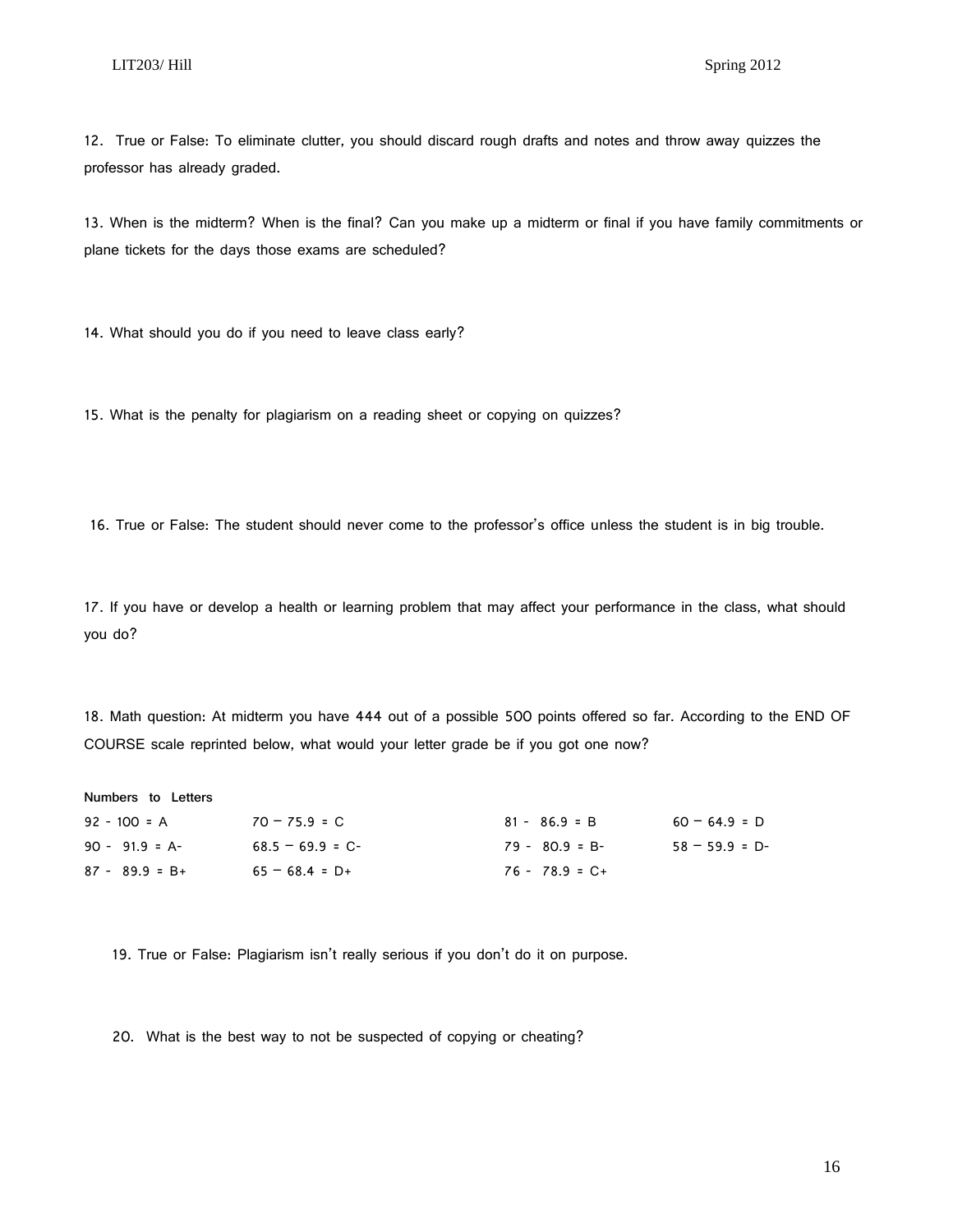12. True or False: To eliminate clutter, you should discard rough drafts and notes and throw away quizzes the professor has already graded.

13. When is the midterm? When is the final? Can you make up a midterm or final if you have family commitments or plane tickets for the days those exams are scheduled?

14. What should you do if you need to leave class early?

15. What is the penalty for plagiarism on a reading sheet or copying on quizzes?

16. True or False: The student should never come to the professor's office unless the student is in big trouble.

17. If you have or develop a health or learning problem that may affect your performance in the class, what should you do?

18. Math question: At midterm you have 444 out of a possible 500 points offered so far. According to the END OF COURSE scale reprinted below, what would your letter grade be if you got one now?

**Numbers to Letters**

| | | | |
|---|---|---|---|
| 92 - 100 = A | 70 – 75.9 = C | 81 - 86.9 = B | 60 – 64.9 = D |
| 90 - 91.9 = A- | 68.5 – 69.9 = C- | 79 - 80.9 = B- | 58 – 59.9 = D- |
| 87 - 89.9 = B+ | 65 – 68.4 = D+ | 76 - 78.9 = C+ | |

19. True or False: Plagiarism isn't really serious if you don't do it on purpose.

20. What is the best way to not be suspected of copying or cheating?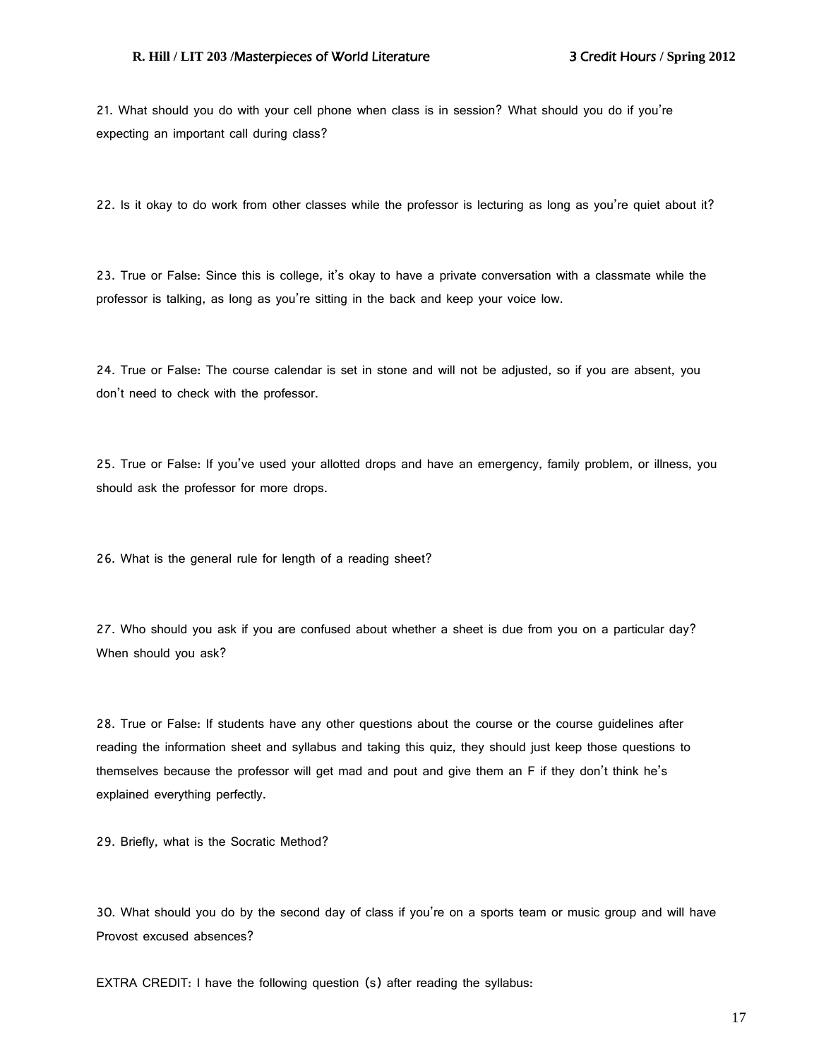21. What should you do with your cell phone when class is in session? What should you do if you're expecting an important call during class?

22. Is it okay to do work from other classes while the professor is lecturing as long as you're quiet about it?

23. True or False: Since this is college, it's okay to have a private conversation with a classmate while the professor is talking, as long as you're sitting in the back and keep your voice low.

24. True or False: The course calendar is set in stone and will not be adjusted, so if you are absent, you don't need to check with the professor.

25. True or False: If you've used your allotted drops and have an emergency, family problem, or illness, you should ask the professor for more drops.

26. What is the general rule for length of a reading sheet?

27. Who should you ask if you are confused about whether a sheet is due from you on a particular day? When should you ask?

28. True or False: If students have any other questions about the course or the course guidelines after reading the information sheet and syllabus and taking this quiz, they should just keep those questions to themselves because the professor will get mad and pout and give them an F if they don't think he's explained everything perfectly.

29. Briefly, what is the Socratic Method?

30. What should you do by the second day of class if you're on a sports team or music group and will have Provost excused absences?

EXTRA CREDIT: I have the following question (s) after reading the syllabus: